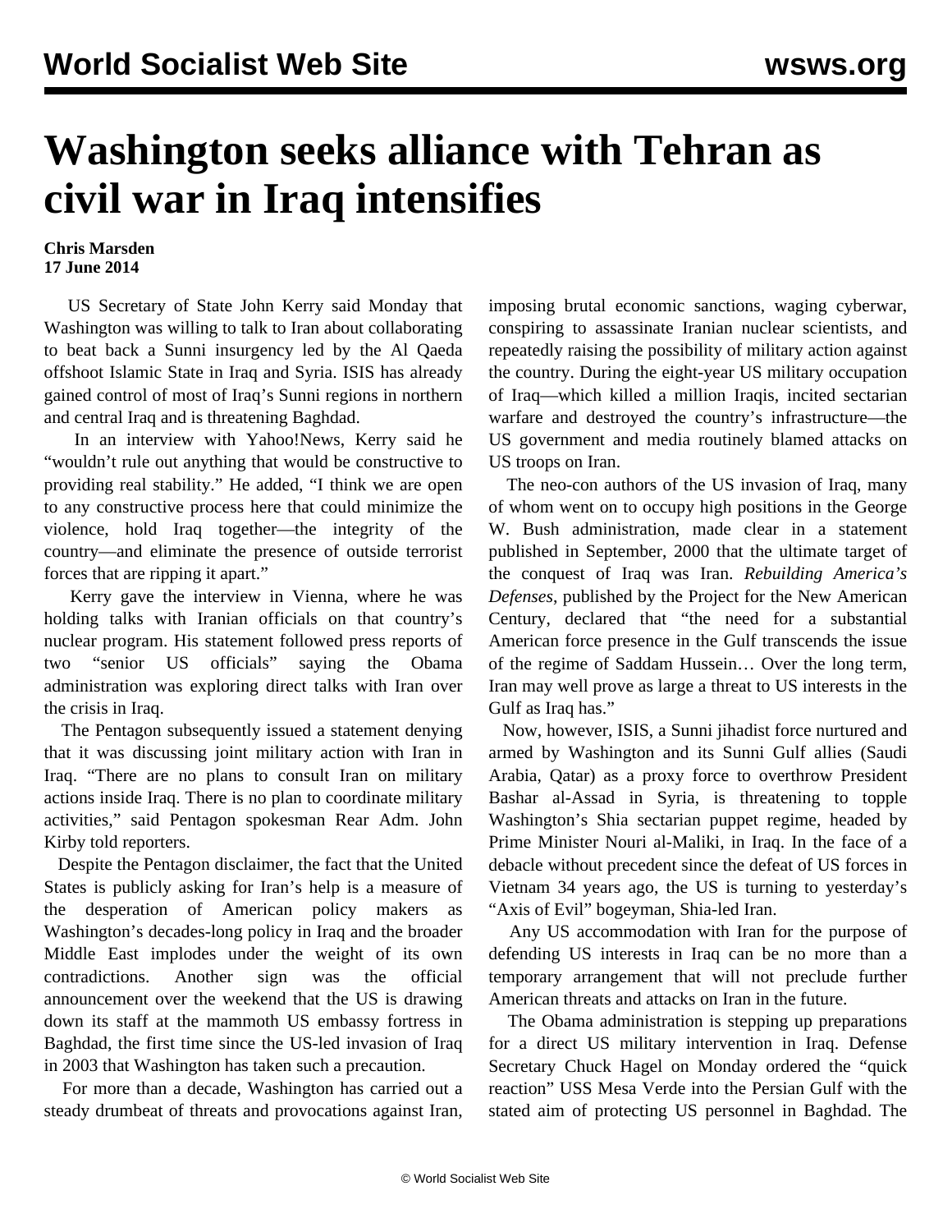# Washington seeks alliance with Tehran as civil war in Iraq intensifies

**Chris Marsden**
**17 June 2014**

US Secretary of State John Kerry said Monday that Washington was willing to talk to Iran about collaborating to beat back a Sunni insurgency led by the Al Qaeda offshoot Islamic State in Iraq and Syria. ISIS has already gained control of most of Iraq's Sunni regions in northern and central Iraq and is threatening Baghdad.

In an interview with Yahoo!News, Kerry said he "wouldn't rule out anything that would be constructive to providing real stability." He added, "I think we are open to any constructive process here that could minimize the violence, hold Iraq together—the integrity of the country—and eliminate the presence of outside terrorist forces that are ripping it apart."

Kerry gave the interview in Vienna, where he was holding talks with Iranian officials on that country's nuclear program. His statement followed press reports of two "senior US officials" saying the Obama administration was exploring direct talks with Iran over the crisis in Iraq.

The Pentagon subsequently issued a statement denying that it was discussing joint military action with Iran in Iraq. "There are no plans to consult Iran on military actions inside Iraq. There is no plan to coordinate military activities," said Pentagon spokesman Rear Adm. John Kirby told reporters.

Despite the Pentagon disclaimer, the fact that the United States is publicly asking for Iran's help is a measure of the desperation of American policy makers as Washington's decades-long policy in Iraq and the broader Middle East implodes under the weight of its own contradictions. Another sign was the official announcement over the weekend that the US is drawing down its staff at the mammoth US embassy fortress in Baghdad, the first time since the US-led invasion of Iraq in 2003 that Washington has taken such a precaution.

For more than a decade, Washington has carried out a steady drumbeat of threats and provocations against Iran, imposing brutal economic sanctions, waging cyberwar, conspiring to assassinate Iranian nuclear scientists, and repeatedly raising the possibility of military action against the country. During the eight-year US military occupation of Iraq—which killed a million Iraqis, incited sectarian warfare and destroyed the country's infrastructure—the US government and media routinely blamed attacks on US troops on Iran.

The neo-con authors of the US invasion of Iraq, many of whom went on to occupy high positions in the George W. Bush administration, made clear in a statement published in September, 2000 that the ultimate target of the conquest of Iraq was Iran. *Rebuilding America's Defenses*, published by the Project for the New American Century, declared that "the need for a substantial American force presence in the Gulf transcends the issue of the regime of Saddam Hussein… Over the long term, Iran may well prove as large a threat to US interests in the Gulf as Iraq has."

Now, however, ISIS, a Sunni jihadist force nurtured and armed by Washington and its Sunni Gulf allies (Saudi Arabia, Qatar) as a proxy force to overthrow President Bashar al-Assad in Syria, is threatening to topple Washington's Shia sectarian puppet regime, headed by Prime Minister Nouri al-Maliki, in Iraq. In the face of a debacle without precedent since the defeat of US forces in Vietnam 34 years ago, the US is turning to yesterday's "Axis of Evil" bogeyman, Shia-led Iran.

Any US accommodation with Iran for the purpose of defending US interests in Iraq can be no more than a temporary arrangement that will not preclude further American threats and attacks on Iran in the future.

The Obama administration is stepping up preparations for a direct US military intervention in Iraq. Defense Secretary Chuck Hagel on Monday ordered the "quick reaction" USS Mesa Verde into the Persian Gulf with the stated aim of protecting US personnel in Baghdad. The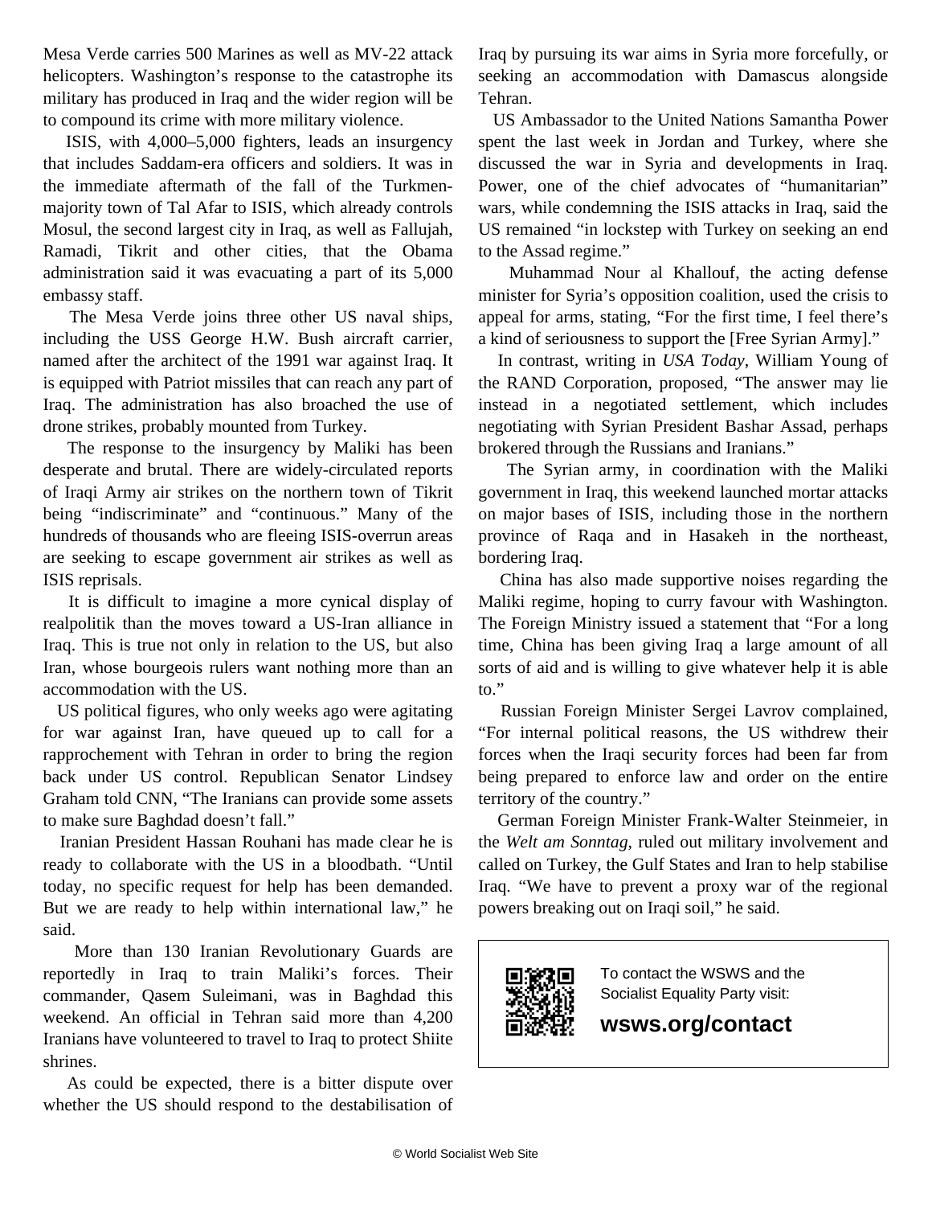Mesa Verde carries 500 Marines as well as MV-22 attack helicopters. Washington’s response to the catastrophe its military has produced in Iraq and the wider region will be to compound its crime with more military violence.

ISIS, with 4,000–5,000 fighters, leads an insurgency that includes Saddam-era officers and soldiers. It was in the immediate aftermath of the fall of the Turkmen-majority town of Tal Afar to ISIS, which already controls Mosul, the second largest city in Iraq, as well as Fallujah, Ramadi, Tikrit and other cities, that the Obama administration said it was evacuating a part of its 5,000 embassy staff.

The Mesa Verde joins three other US naval ships, including the USS George H.W. Bush aircraft carrier, named after the architect of the 1991 war against Iraq. It is equipped with Patriot missiles that can reach any part of Iraq. The administration has also broached the use of drone strikes, probably mounted from Turkey.

The response to the insurgency by Maliki has been desperate and brutal. There are widely-circulated reports of Iraqi Army air strikes on the northern town of Tikrit being “indiscriminate” and “continuous.” Many of the hundreds of thousands who are fleeing ISIS-overrun areas are seeking to escape government air strikes as well as ISIS reprisals.

It is difficult to imagine a more cynical display of realpolitik than the moves toward a US-Iran alliance in Iraq. This is true not only in relation to the US, but also Iran, whose bourgeois rulers want nothing more than an accommodation with the US.

US political figures, who only weeks ago were agitating for war against Iran, have queued up to call for a rapprochement with Tehran in order to bring the region back under US control. Republican Senator Lindsey Graham told CNN, “The Iranians can provide some assets to make sure Baghdad doesn’t fall.”

Iranian President Hassan Rouhani has made clear he is ready to collaborate with the US in a bloodbath. “Until today, no specific request for help has been demanded. But we are ready to help within international law,” he said.

More than 130 Iranian Revolutionary Guards are reportedly in Iraq to train Maliki’s forces. Their commander, Qasem Suleimani, was in Baghdad this weekend. An official in Tehran said more than 4,200 Iranians have volunteered to travel to Iraq to protect Shiite shrines.

As could be expected, there is a bitter dispute over whether the US should respond to the destabilisation of Iraq by pursuing its war aims in Syria more forcefully, or seeking an accommodation with Damascus alongside Tehran.

US Ambassador to the United Nations Samantha Power spent the last week in Jordan and Turkey, where she discussed the war in Syria and developments in Iraq. Power, one of the chief advocates of “humanitarian” wars, while condemning the ISIS attacks in Iraq, said the US remained “in lockstep with Turkey on seeking an end to the Assad regime.”

Muhammad Nour al Khallouf, the acting defense minister for Syria’s opposition coalition, used the crisis to appeal for arms, stating, “For the first time, I feel there’s a kind of seriousness to support the [Free Syrian Army].”

In contrast, writing in *USA Today*, William Young of the RAND Corporation, proposed, “The answer may lie instead in a negotiated settlement, which includes negotiating with Syrian President Bashar Assad, perhaps brokered through the Russians and Iranians.”

The Syrian army, in coordination with the Maliki government in Iraq, this weekend launched mortar attacks on major bases of ISIS, including those in the northern province of Raqa and in Hasakeh in the northeast, bordering Iraq.

China has also made supportive noises regarding the Maliki regime, hoping to curry favour with Washington. The Foreign Ministry issued a statement that “For a long time, China has been giving Iraq a large amount of all sorts of aid and is willing to give whatever help it is able to.”

Russian Foreign Minister Sergei Lavrov complained, “For internal political reasons, the US withdrew their forces when the Iraqi security forces had been far from being prepared to enforce law and order on the entire territory of the country.”

German Foreign Minister Frank-Walter Steinmeier, in the *Welt am Sonntag*, ruled out military involvement and called on Turkey, the Gulf States and Iran to help stabilise Iraq. “We have to prevent a proxy war of the regional powers breaking out on Iraqi soil,” he said.

To contact the WSWS and the Socialist Equality Party visit:

**wsws.org/contact**